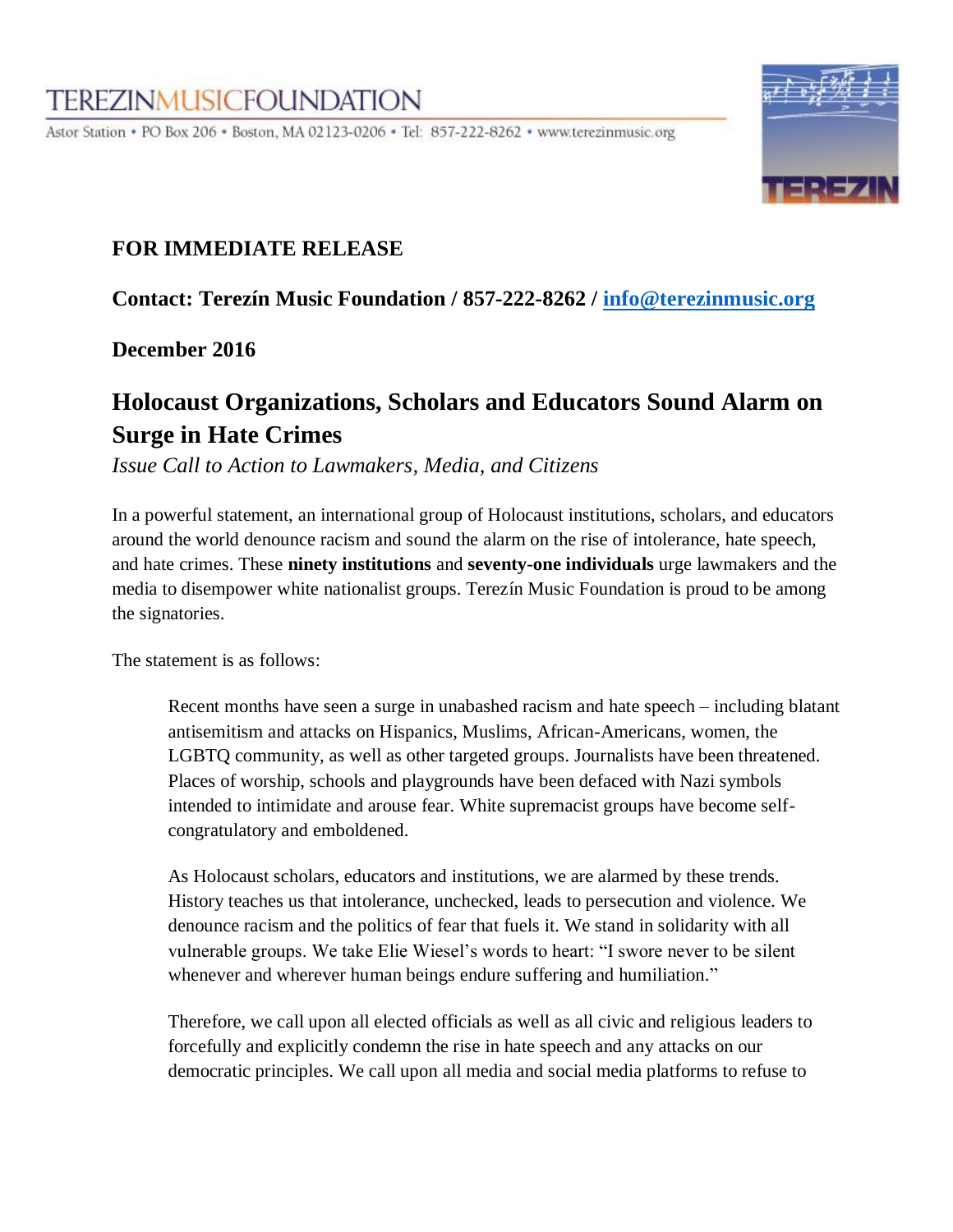TEREZINMUSICFOUNDATION

Astor Station • PO Box 206 • Boston, MA 02123-0206 • Tel: 857-222-8262 • www.terezinmusic.org

**FOR IMMEDIATE RELEASE**

**Contact: Terezín Music Foundation / 857-222-8262 / info@terezinmusic.org**

**December 2016**

## Holocaust Organizations, Scholars and Educators Sound Alarm on Surge in Hate Crimes

*Issue Call to Action to Lawmakers, Media, and Citizens*

In a powerful statement, an international group of Holocaust institutions, scholars, and educators around the world denounce racism and sound the alarm on the rise of intolerance, hate speech, and hate crimes. These **ninety institutions** and **seventy-one individuals** urge lawmakers and the media to disempower white nationalist groups. Terezín Music Foundation is proud to be among the signatories.

The statement is as follows:

> Recent months have seen a surge in unabashed racism and hate speech – including blatant antisemitism and attacks on Hispanics, Muslims, African-Americans, women, the LGBTQ community, as well as other targeted groups. Journalists have been threatened. Places of worship, schools and playgrounds have been defaced with Nazi symbols intended to intimidate and arouse fear. White supremacist groups have become self-congratulatory and emboldened.
>
> As Holocaust scholars, educators and institutions, we are alarmed by these trends. History teaches us that intolerance, unchecked, leads to persecution and violence. We denounce racism and the politics of fear that fuels it. We stand in solidarity with all vulnerable groups. We take Elie Wiesel's words to heart: "I swore never to be silent whenever and wherever human beings endure suffering and humiliation."
>
> Therefore, we call upon all elected officials as well as all civic and religious leaders to forcefully and explicitly condemn the rise in hate speech and any attacks on our democratic principles. We call upon all media and social media platforms to refuse to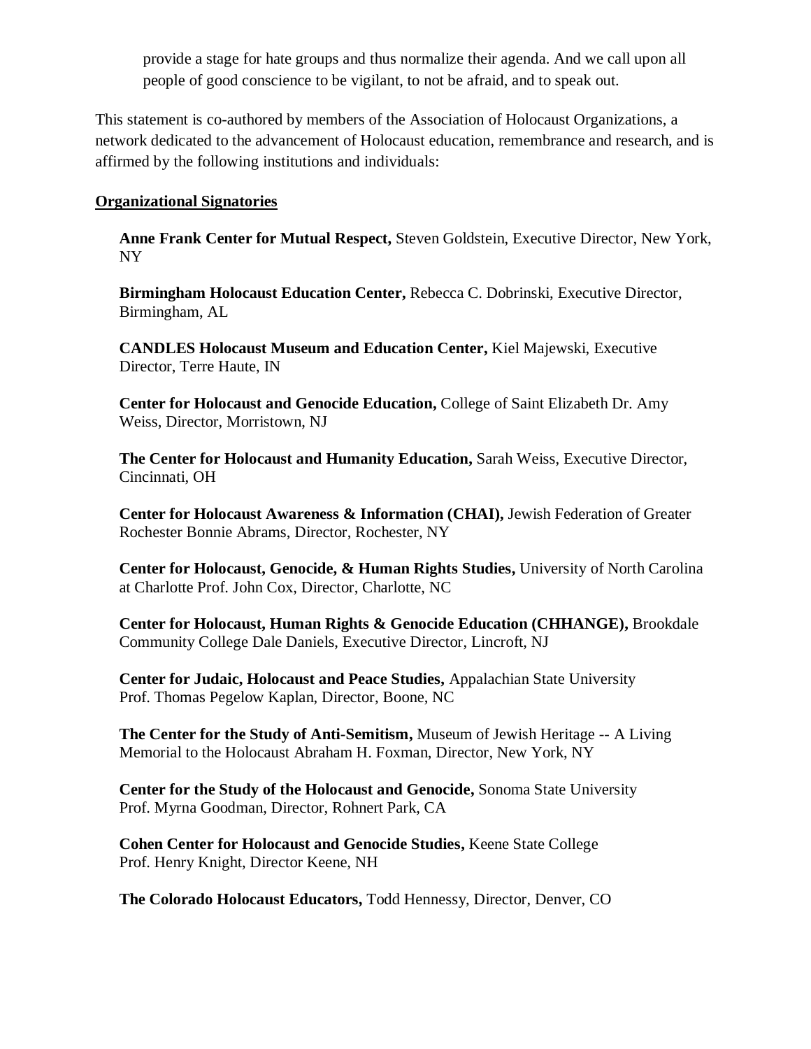provide a stage for hate groups and thus normalize their agenda. And we call upon all people of good conscience to be vigilant, to not be afraid, and to speak out.

This statement is co-authored by members of the Association of Holocaust Organizations, a network dedicated to the advancement of Holocaust education, remembrance and research, and is affirmed by the following institutions and individuals:

**Organizational Signatories**

**Anne Frank Center for Mutual Respect,** Steven Goldstein, Executive Director, New York, NY

**Birmingham Holocaust Education Center,** Rebecca C. Dobrinski, Executive Director, Birmingham, AL

**CANDLES Holocaust Museum and Education Center,** Kiel Majewski, Executive Director, Terre Haute, IN

**Center for Holocaust and Genocide Education,** College of Saint Elizabeth Dr. Amy Weiss, Director, Morristown, NJ

**The Center for Holocaust and Humanity Education,** Sarah Weiss, Executive Director, Cincinnati, OH

**Center for Holocaust Awareness & Information (CHAI),** Jewish Federation of Greater Rochester Bonnie Abrams, Director, Rochester, NY

**Center for Holocaust, Genocide, & Human Rights Studies,** University of North Carolina at Charlotte Prof. John Cox, Director, Charlotte, NC

**Center for Holocaust, Human Rights & Genocide Education (CHHANGE),** Brookdale Community College Dale Daniels, Executive Director, Lincroft, NJ

**Center for Judaic, Holocaust and Peace Studies,** Appalachian State University Prof. Thomas Pegelow Kaplan, Director, Boone, NC

**The Center for the Study of Anti-Semitism,** Museum of Jewish Heritage -- A Living Memorial to the Holocaust Abraham H. Foxman, Director, New York, NY

**Center for the Study of the Holocaust and Genocide,** Sonoma State University Prof. Myrna Goodman, Director, Rohnert Park, CA

**Cohen Center for Holocaust and Genocide Studies,** Keene State College Prof. Henry Knight, Director Keene, NH

**The Colorado Holocaust Educators,** Todd Hennessy, Director, Denver, CO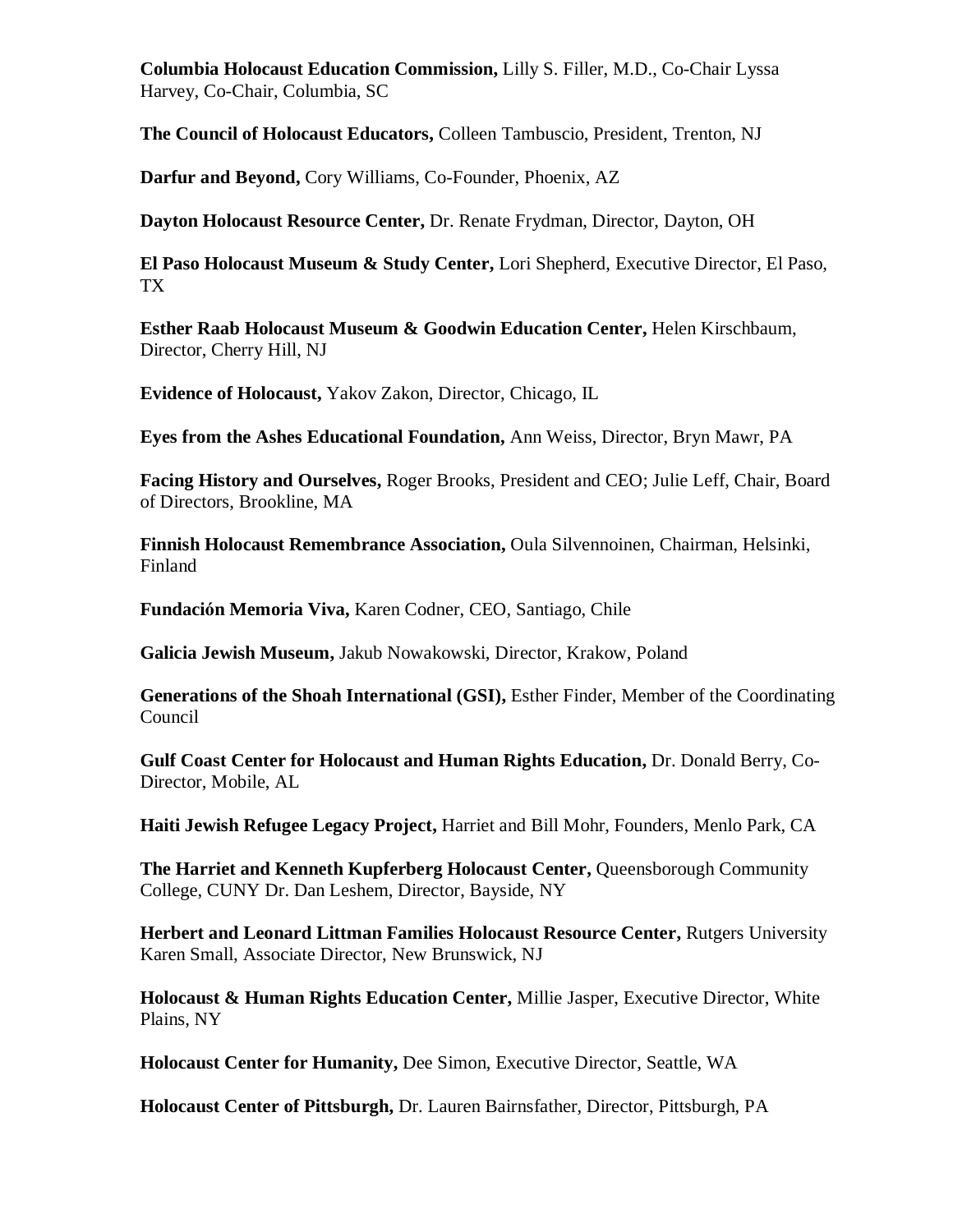**Columbia Holocaust Education Commission,** Lilly S. Filler, M.D., Co-Chair Lyssa Harvey, Co-Chair, Columbia, SC

**The Council of Holocaust Educators,** Colleen Tambuscio, President, Trenton, NJ

**Darfur and Beyond,** Cory Williams, Co-Founder, Phoenix, AZ

**Dayton Holocaust Resource Center,** Dr. Renate Frydman, Director, Dayton, OH

**El Paso Holocaust Museum & Study Center,** Lori Shepherd, Executive Director, El Paso, TX

**Esther Raab Holocaust Museum & Goodwin Education Center,** Helen Kirschbaum, Director, Cherry Hill, NJ

**Evidence of Holocaust,** Yakov Zakon, Director, Chicago, IL

**Eyes from the Ashes Educational Foundation,** Ann Weiss, Director, Bryn Mawr, PA

**Facing History and Ourselves,** Roger Brooks, President and CEO; Julie Leff, Chair, Board of Directors, Brookline, MA

**Finnish Holocaust Remembrance Association,** Oula Silvennoinen, Chairman, Helsinki, Finland

**Fundación Memoria Viva,** Karen Codner, CEO, Santiago, Chile

**Galicia Jewish Museum,** Jakub Nowakowski, Director, Krakow, Poland

**Generations of the Shoah International (GSI),** Esther Finder, Member of the Coordinating Council

**Gulf Coast Center for Holocaust and Human Rights Education,** Dr. Donald Berry, Co-Director, Mobile, AL

**Haiti Jewish Refugee Legacy Project,** Harriet and Bill Mohr, Founders, Menlo Park, CA

**The Harriet and Kenneth Kupferberg Holocaust Center,** Queensborough Community College, CUNY Dr. Dan Leshem, Director, Bayside, NY

**Herbert and Leonard Littman Families Holocaust Resource Center,** Rutgers University Karen Small, Associate Director, New Brunswick, NJ

**Holocaust & Human Rights Education Center,** Millie Jasper, Executive Director, White Plains, NY

**Holocaust Center for Humanity,** Dee Simon, Executive Director, Seattle, WA

**Holocaust Center of Pittsburgh,** Dr. Lauren Bairnsfather, Director, Pittsburgh, PA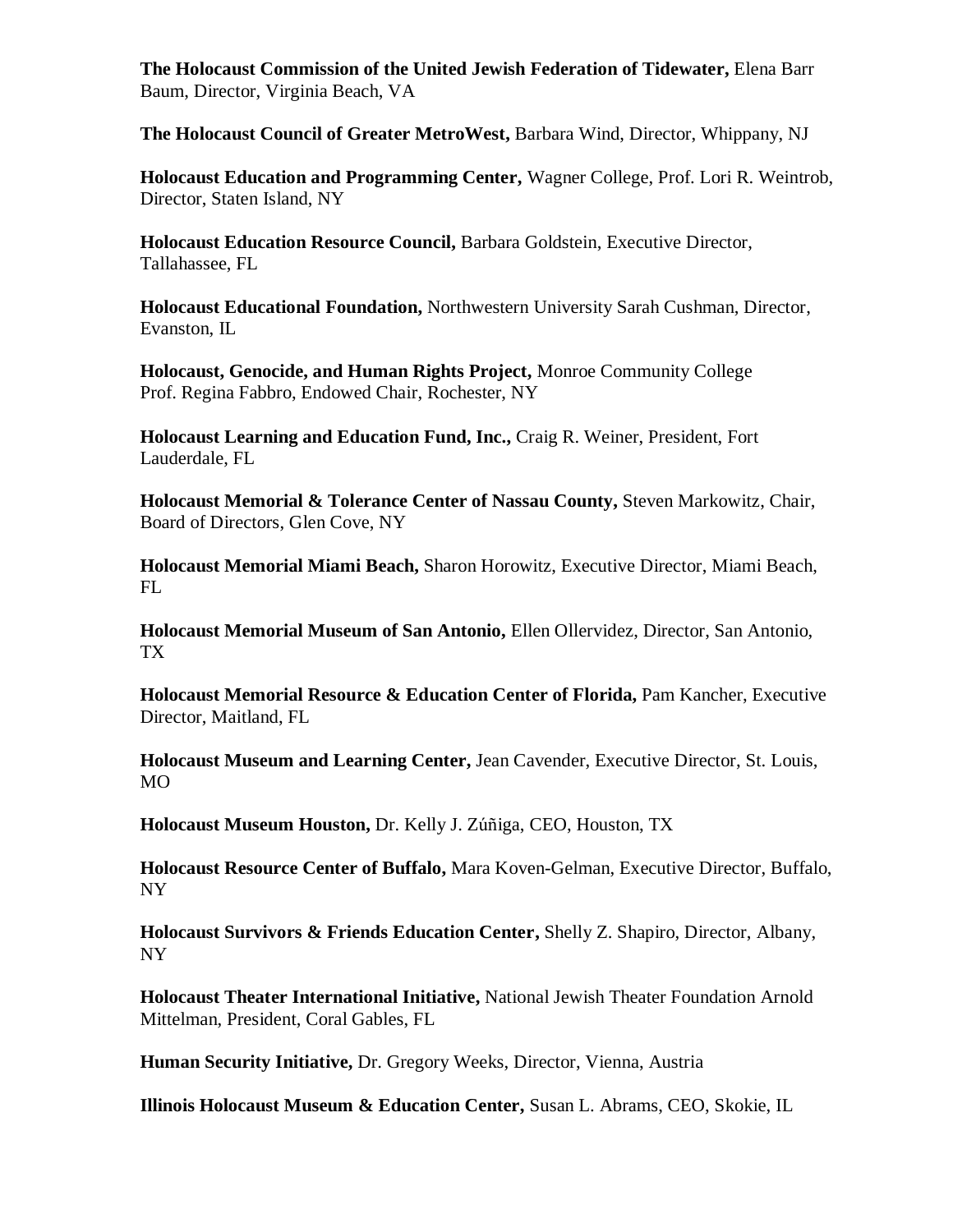**The Holocaust Commission of the United Jewish Federation of Tidewater,** Elena Barr Baum, Director, Virginia Beach, VA

**The Holocaust Council of Greater MetroWest,** Barbara Wind, Director, Whippany, NJ

**Holocaust Education and Programming Center,** Wagner College, Prof. Lori R. Weintrob, Director, Staten Island, NY

**Holocaust Education Resource Council,** Barbara Goldstein, Executive Director, Tallahassee, FL

**Holocaust Educational Foundation,** Northwestern University Sarah Cushman, Director, Evanston, IL

**Holocaust, Genocide, and Human Rights Project,** Monroe Community College Prof. Regina Fabbro, Endowed Chair, Rochester, NY

**Holocaust Learning and Education Fund, Inc.,** Craig R. Weiner, President, Fort Lauderdale, FL

**Holocaust Memorial & Tolerance Center of Nassau County,** Steven Markowitz, Chair, Board of Directors, Glen Cove, NY

**Holocaust Memorial Miami Beach,** Sharon Horowitz, Executive Director, Miami Beach, FL

**Holocaust Memorial Museum of San Antonio,** Ellen Ollervidez, Director, San Antonio, TX

**Holocaust Memorial Resource & Education Center of Florida,** Pam Kancher, Executive Director, Maitland, FL

**Holocaust Museum and Learning Center,** Jean Cavender, Executive Director, St. Louis, MO

**Holocaust Museum Houston,** Dr. Kelly J. Zúñiga, CEO, Houston, TX

**Holocaust Resource Center of Buffalo,** Mara Koven-Gelman, Executive Director, Buffalo, NY

**Holocaust Survivors & Friends Education Center,** Shelly Z. Shapiro, Director, Albany, NY

**Holocaust Theater International Initiative,** National Jewish Theater Foundation Arnold Mittelman, President, Coral Gables, FL

**Human Security Initiative,** Dr. Gregory Weeks, Director, Vienna, Austria

**Illinois Holocaust Museum & Education Center,** Susan L. Abrams, CEO, Skokie, IL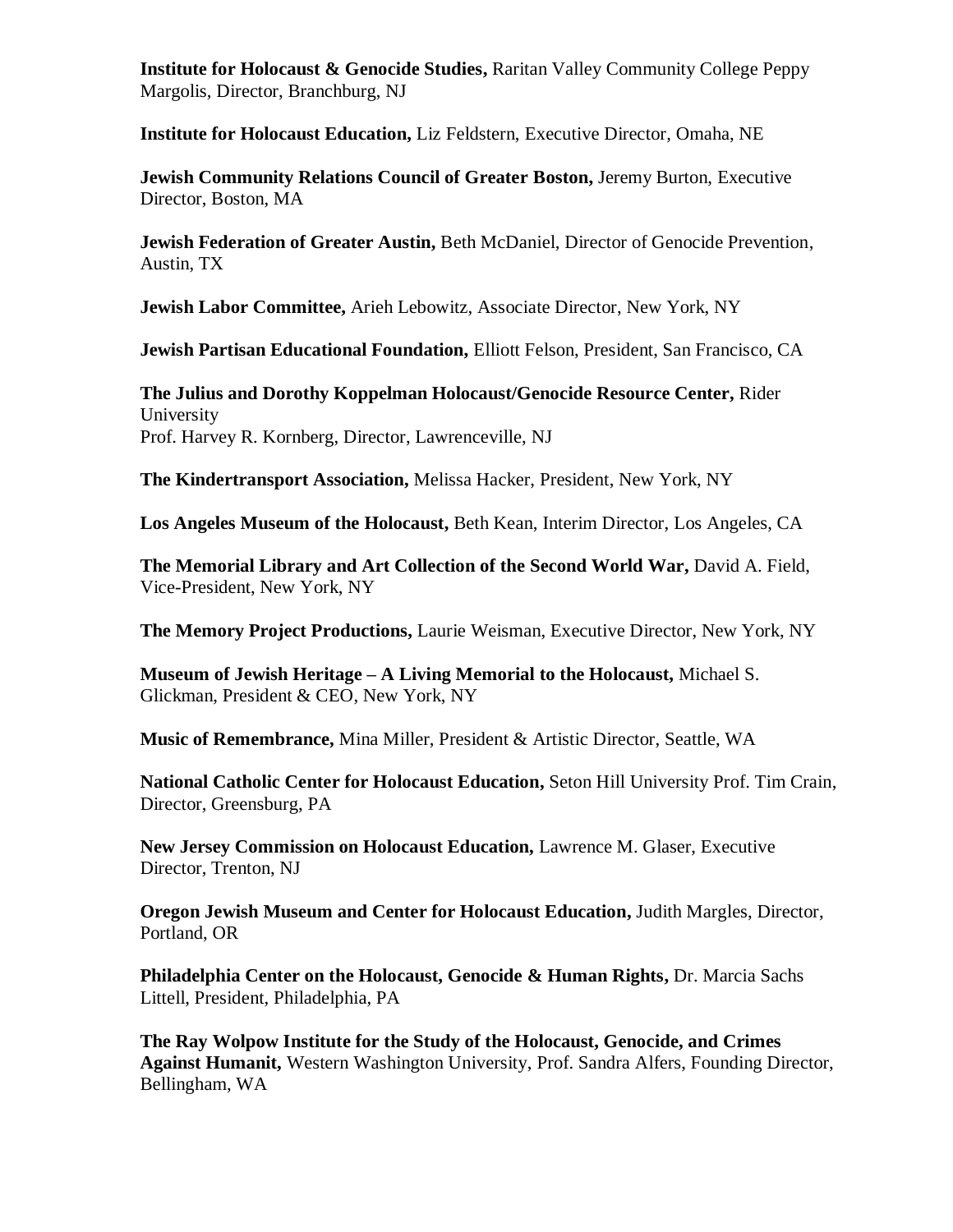**Institute for Holocaust & Genocide Studies,** Raritan Valley Community College Peppy Margolis, Director, Branchburg, NJ

**Institute for Holocaust Education,** Liz Feldstern, Executive Director, Omaha, NE

**Jewish Community Relations Council of Greater Boston,** Jeremy Burton, Executive Director, Boston, MA

**Jewish Federation of Greater Austin,** Beth McDaniel, Director of Genocide Prevention, Austin, TX

**Jewish Labor Committee,** Arieh Lebowitz, Associate Director, New York, NY

**Jewish Partisan Educational Foundation,** Elliott Felson, President, San Francisco, CA

**The Julius and Dorothy Koppelman Holocaust/Genocide Resource Center,** Rider University
Prof. Harvey R. Kornberg, Director, Lawrenceville, NJ

**The Kindertransport Association,** Melissa Hacker, President, New York, NY

**Los Angeles Museum of the Holocaust,** Beth Kean, Interim Director, Los Angeles, CA

**The Memorial Library and Art Collection of the Second World War,** David A. Field, Vice-President, New York, NY

**The Memory Project Productions,** Laurie Weisman, Executive Director, New York, NY

**Museum of Jewish Heritage – A Living Memorial to the Holocaust,** Michael S. Glickman, President & CEO, New York, NY

**Music of Remembrance,** Mina Miller, President & Artistic Director, Seattle, WA

**National Catholic Center for Holocaust Education,** Seton Hill University Prof. Tim Crain, Director, Greensburg, PA

**New Jersey Commission on Holocaust Education,** Lawrence M. Glaser, Executive Director, Trenton, NJ

**Oregon Jewish Museum and Center for Holocaust Education,** Judith Margles, Director, Portland, OR

**Philadelphia Center on the Holocaust, Genocide & Human Rights,** Dr. Marcia Sachs Littell, President, Philadelphia, PA

**The Ray Wolpow Institute for the Study of the Holocaust, Genocide, and Crimes Against Humanit,** Western Washington University, Prof. Sandra Alfers, Founding Director, Bellingham, WA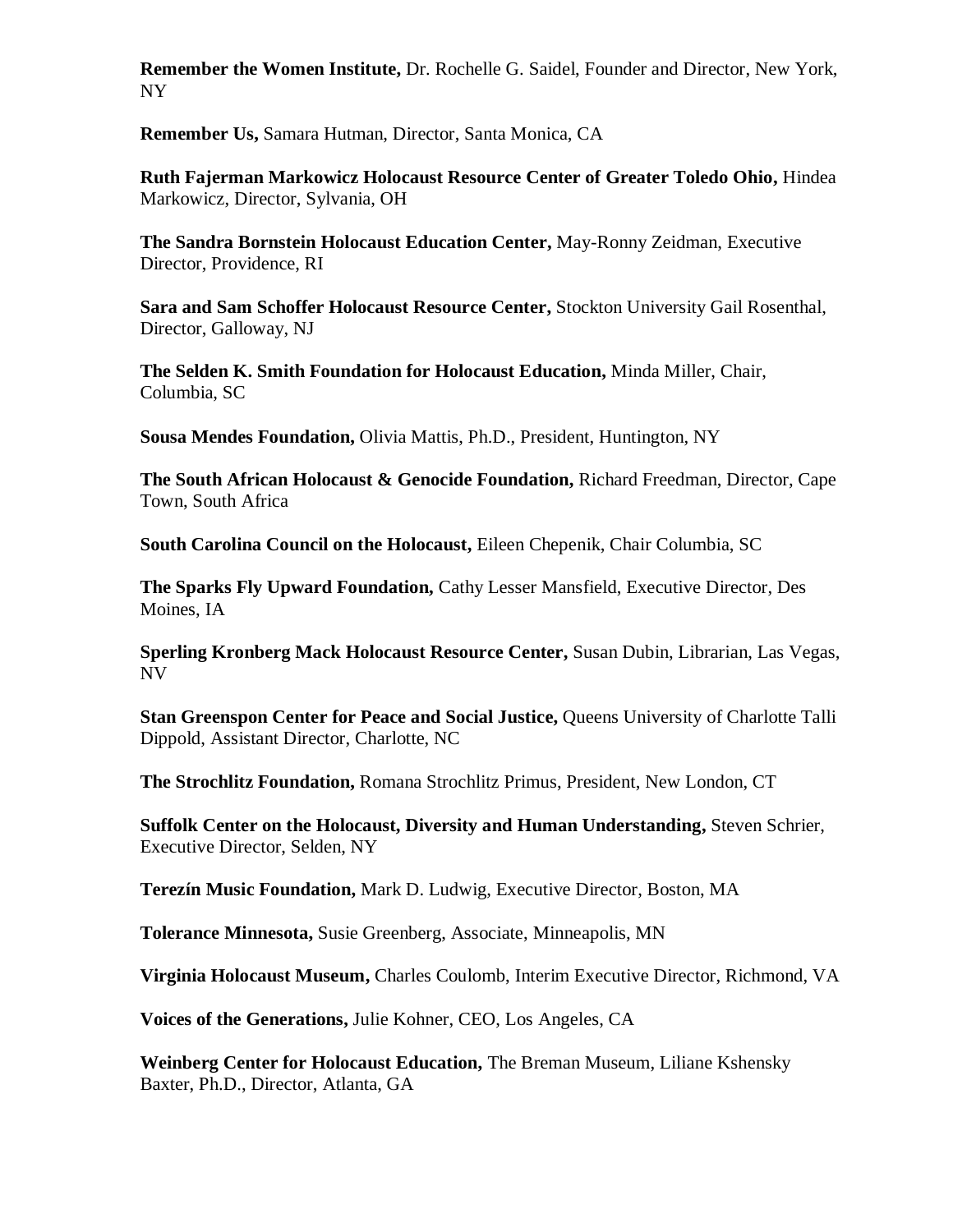**Remember the Women Institute,** Dr. Rochelle G. Saidel, Founder and Director, New York, NY

**Remember Us,** Samara Hutman, Director, Santa Monica, CA

**Ruth Fajerman Markowicz Holocaust Resource Center of Greater Toledo Ohio,** Hindea Markowicz, Director, Sylvania, OH

**The Sandra Bornstein Holocaust Education Center,** May-Ronny Zeidman, Executive Director, Providence, RI

**Sara and Sam Schoffer Holocaust Resource Center,** Stockton University Gail Rosenthal, Director, Galloway, NJ

**The Selden K. Smith Foundation for Holocaust Education,** Minda Miller, Chair, Columbia, SC

**Sousa Mendes Foundation,** Olivia Mattis, Ph.D., President, Huntington, NY

**The South African Holocaust & Genocide Foundation,** Richard Freedman, Director, Cape Town, South Africa

**South Carolina Council on the Holocaust,** Eileen Chepenik, Chair Columbia, SC

**The Sparks Fly Upward Foundation,** Cathy Lesser Mansfield, Executive Director, Des Moines, IA

**Sperling Kronberg Mack Holocaust Resource Center,** Susan Dubin, Librarian, Las Vegas, NV

**Stan Greenspon Center for Peace and Social Justice,** Queens University of Charlotte Talli Dippold, Assistant Director, Charlotte, NC

**The Strochlitz Foundation,** Romana Strochlitz Primus, President, New London, CT

**Suffolk Center on the Holocaust, Diversity and Human Understanding,** Steven Schrier, Executive Director, Selden, NY

**Terezín Music Foundation,** Mark D. Ludwig, Executive Director, Boston, MA

**Tolerance Minnesota,** Susie Greenberg, Associate, Minneapolis, MN

**Virginia Holocaust Museum,** Charles Coulomb, Interim Executive Director, Richmond, VA

**Voices of the Generations,** Julie Kohner, CEO, Los Angeles, CA

**Weinberg Center for Holocaust Education,** The Breman Museum, Liliane Kshensky Baxter, Ph.D., Director, Atlanta, GA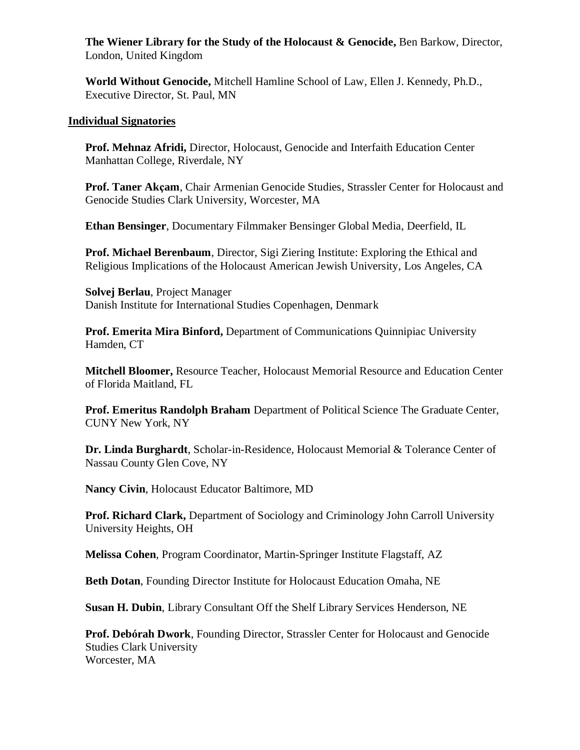**The Wiener Library for the Study of the Holocaust & Genocide,** Ben Barkow, Director, London, United Kingdom

**World Without Genocide,** Mitchell Hamline School of Law, Ellen J. Kennedy, Ph.D., Executive Director, St. Paul, MN

## Individual Signatories

**Prof. Mehnaz Afridi,** Director, Holocaust, Genocide and Interfaith Education Center Manhattan College, Riverdale, NY

**Prof. Taner Akçam**, Chair Armenian Genocide Studies, Strassler Center for Holocaust and Genocide Studies Clark University, Worcester, MA

**Ethan Bensinger**, Documentary Filmmaker Bensinger Global Media, Deerfield, IL

**Prof. Michael Berenbaum**, Director, Sigi Ziering Institute: Exploring the Ethical and Religious Implications of the Holocaust American Jewish University, Los Angeles, CA

**Solvej Berlau**, Project Manager
Danish Institute for International Studies Copenhagen, Denmark

**Prof. Emerita Mira Binford,** Department of Communications Quinnipiac University Hamden, CT

**Mitchell Bloomer,** Resource Teacher, Holocaust Memorial Resource and Education Center of Florida Maitland, FL

**Prof. Emeritus Randolph Braham** Department of Political Science The Graduate Center, CUNY New York, NY

**Dr. Linda Burghardt**, Scholar-in-Residence, Holocaust Memorial & Tolerance Center of Nassau County Glen Cove, NY

**Nancy Civin**, Holocaust Educator Baltimore, MD

**Prof. Richard Clark,** Department of Sociology and Criminology John Carroll University University Heights, OH

**Melissa Cohen**, Program Coordinator, Martin-Springer Institute Flagstaff, AZ

**Beth Dotan**, Founding Director Institute for Holocaust Education Omaha, NE

**Susan H. Dubin**, Library Consultant Off the Shelf Library Services Henderson, NE

**Prof. Debórah Dwork**, Founding Director, Strassler Center for Holocaust and Genocide Studies Clark University
Worcester, MA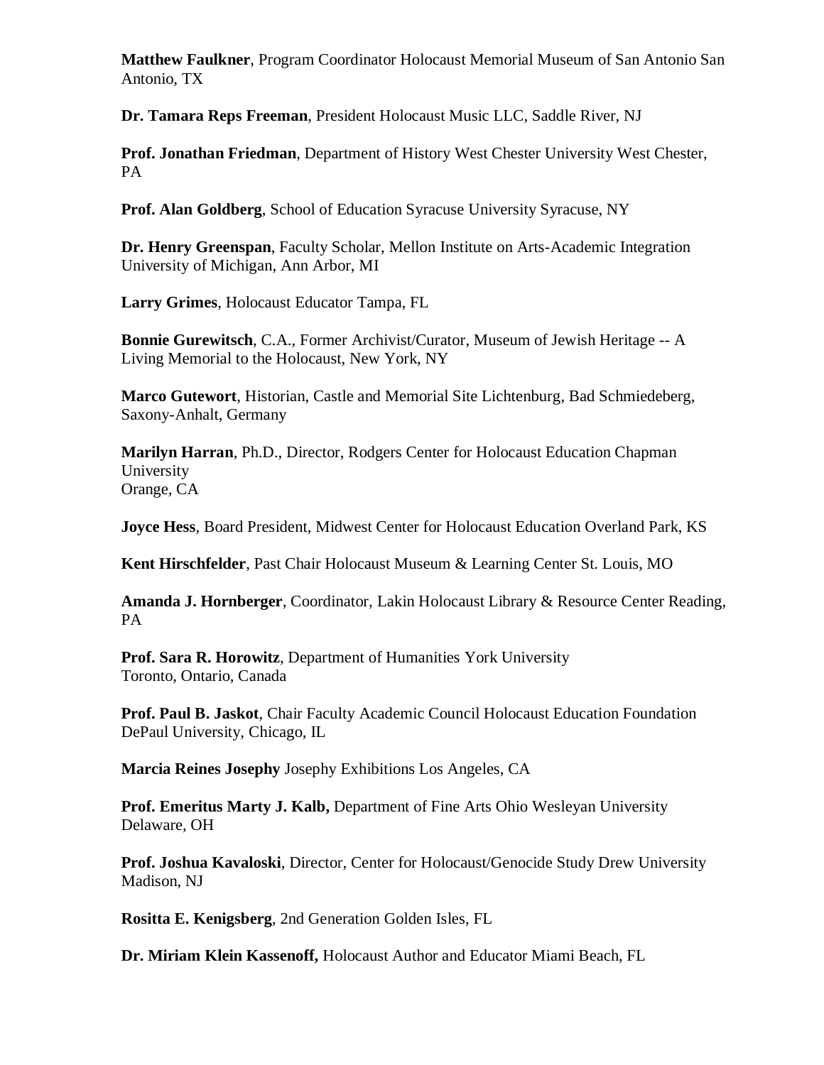**Matthew Faulkner**, Program Coordinator Holocaust Memorial Museum of San Antonio San Antonio, TX

**Dr. Tamara Reps Freeman**, President Holocaust Music LLC, Saddle River, NJ

**Prof. Jonathan Friedman**, Department of History West Chester University West Chester, PA

**Prof. Alan Goldberg**, School of Education Syracuse University Syracuse, NY

**Dr. Henry Greenspan**, Faculty Scholar, Mellon Institute on Arts-Academic Integration University of Michigan, Ann Arbor, MI

**Larry Grimes**, Holocaust Educator Tampa, FL

**Bonnie Gurewitsch**, C.A., Former Archivist/Curator, Museum of Jewish Heritage -- A Living Memorial to the Holocaust, New York, NY

**Marco Gutewort**, Historian, Castle and Memorial Site Lichtenburg, Bad Schmiedeberg, Saxony-Anhalt, Germany

**Marilyn Harran**, Ph.D., Director, Rodgers Center for Holocaust Education Chapman University
Orange, CA

**Joyce Hess**, Board President, Midwest Center for Holocaust Education Overland Park, KS

**Kent Hirschfelder**, Past Chair Holocaust Museum & Learning Center St. Louis, MO

**Amanda J. Hornberger**, Coordinator, Lakin Holocaust Library & Resource Center Reading, PA

**Prof. Sara R. Horowitz**, Department of Humanities York University
Toronto, Ontario, Canada

**Prof. Paul B. Jaskot**, Chair Faculty Academic Council Holocaust Education Foundation DePaul University, Chicago, IL

**Marcia Reines Josephy** Josephy Exhibitions Los Angeles, CA

**Prof. Emeritus Marty J. Kalb,** Department of Fine Arts Ohio Wesleyan University Delaware, OH

**Prof. Joshua Kavaloski**, Director, Center for Holocaust/Genocide Study Drew University Madison, NJ

**Rositta E. Kenigsberg**, 2nd Generation Golden Isles, FL

**Dr. Miriam Klein Kassenoff,** Holocaust Author and Educator Miami Beach, FL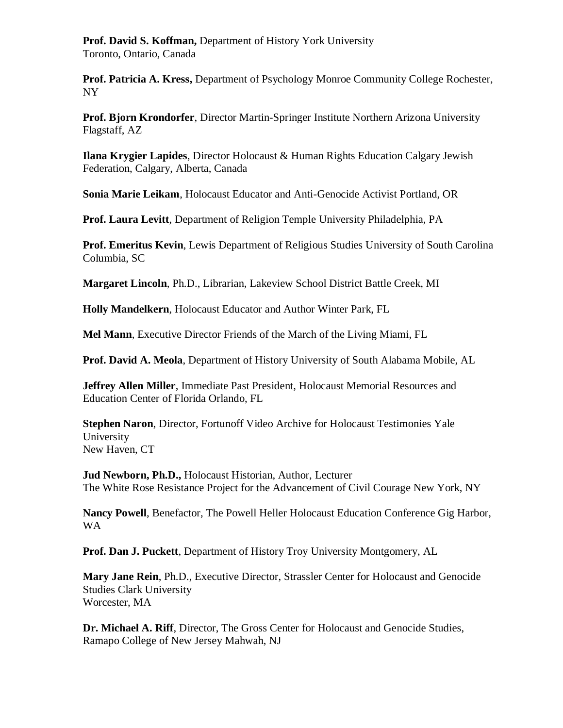**Prof. David S. Koffman,** Department of History York University
Toronto, Ontario, Canada

**Prof. Patricia A. Kress,** Department of Psychology Monroe Community College Rochester, NY

**Prof. Bjorn Krondorfer**, Director Martin-Springer Institute Northern Arizona University Flagstaff, AZ

**Ilana Krygier Lapides**, Director Holocaust & Human Rights Education Calgary Jewish Federation, Calgary, Alberta, Canada

**Sonia Marie Leikam**, Holocaust Educator and Anti-Genocide Activist Portland, OR

**Prof. Laura Levitt**, Department of Religion Temple University Philadelphia, PA

**Prof. Emeritus Kevin**, Lewis Department of Religious Studies University of South Carolina Columbia, SC

**Margaret Lincoln**, Ph.D., Librarian, Lakeview School District Battle Creek, MI

**Holly Mandelkern**, Holocaust Educator and Author Winter Park, FL

**Mel Mann**, Executive Director Friends of the March of the Living Miami, FL

**Prof. David A. Meola**, Department of History University of South Alabama Mobile, AL

**Jeffrey Allen Miller**, Immediate Past President, Holocaust Memorial Resources and Education Center of Florida Orlando, FL

**Stephen Naron**, Director, Fortunoff Video Archive for Holocaust Testimonies Yale University
New Haven, CT

**Jud Newborn, Ph.D.,** Holocaust Historian, Author, Lecturer
The White Rose Resistance Project for the Advancement of Civil Courage New York, NY

**Nancy Powell**, Benefactor, The Powell Heller Holocaust Education Conference Gig Harbor, WA

**Prof. Dan J. Puckett**, Department of History Troy University Montgomery, AL

**Mary Jane Rein**, Ph.D., Executive Director, Strassler Center for Holocaust and Genocide Studies Clark University
Worcester, MA

**Dr. Michael A. Riff**, Director, The Gross Center for Holocaust and Genocide Studies, Ramapo College of New Jersey Mahwah, NJ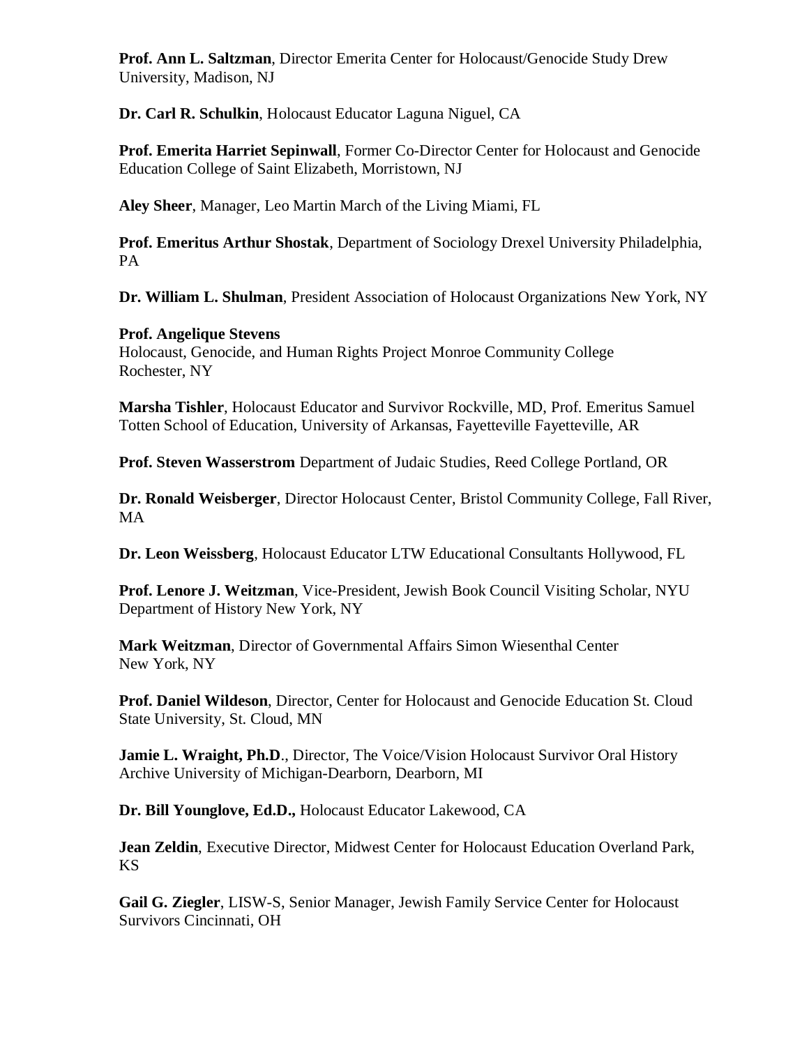**Prof. Ann L. Saltzman**, Director Emerita Center for Holocaust/Genocide Study Drew University, Madison, NJ

**Dr. Carl R. Schulkin**, Holocaust Educator Laguna Niguel, CA

**Prof. Emerita Harriet Sepinwall**, Former Co-Director Center for Holocaust and Genocide Education College of Saint Elizabeth, Morristown, NJ

**Aley Sheer**, Manager, Leo Martin March of the Living Miami, FL

**Prof. Emeritus Arthur Shostak**, Department of Sociology Drexel University Philadelphia, PA

**Dr. William L. Shulman**, President Association of Holocaust Organizations New York, NY

**Prof. Angelique Stevens**
Holocaust, Genocide, and Human Rights Project Monroe Community College
Rochester, NY

**Marsha Tishler**, Holocaust Educator and Survivor Rockville, MD, Prof. Emeritus Samuel Totten School of Education, University of Arkansas, Fayetteville Fayetteville, AR

**Prof. Steven Wasserstrom** Department of Judaic Studies, Reed College Portland, OR

**Dr. Ronald Weisberger**, Director Holocaust Center, Bristol Community College, Fall River, MA

**Dr. Leon Weissberg**, Holocaust Educator LTW Educational Consultants Hollywood, FL

**Prof. Lenore J. Weitzman**, Vice-President, Jewish Book Council Visiting Scholar, NYU Department of History New York, NY

**Mark Weitzman**, Director of Governmental Affairs Simon Wiesenthal Center
New York, NY

**Prof. Daniel Wildeson**, Director, Center for Holocaust and Genocide Education St. Cloud State University, St. Cloud, MN

**Jamie L. Wraight, Ph.D**., Director, The Voice/Vision Holocaust Survivor Oral History Archive University of Michigan-Dearborn, Dearborn, MI

**Dr. Bill Younglove, Ed.D.,** Holocaust Educator Lakewood, CA

**Jean Zeldin**, Executive Director, Midwest Center for Holocaust Education Overland Park, KS

**Gail G. Ziegler**, LISW-S, Senior Manager, Jewish Family Service Center for Holocaust Survivors Cincinnati, OH